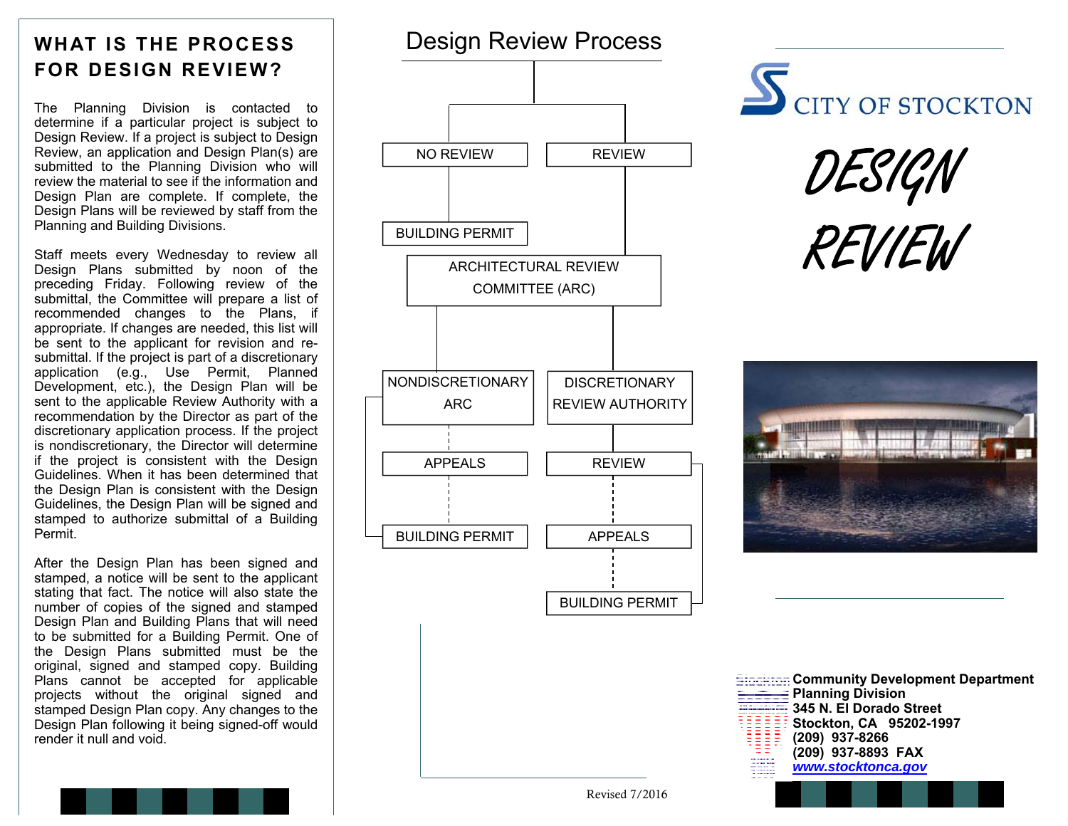## WHAT IS THE PROCESS FOR DESIGN REVIEW?

The Planning Division is contacted to determine if a particular project is subject to Design Review. If a project is subject to Design Review, an application and Design Plan(s) are submitted to the Planning Division who will review the material to see if the information and Design Plan are complete. If complete, the Design Plans will be reviewed by staff from the Planning and Building Divisions.

Staff meets every Wednesday to review all Design Plans submitted by noon of the preceding Friday. Following review of the submittal, the Committee will prepare a list of recommended changes to the Plans, if appropriate. If changes are needed, this list will be sent to the applicant for revision and re-submittal. If the project is part of a discretionary application (e.g., Use Permit, Planned Development, etc.), the Design Plan will be sent to the applicable Review Authority with a recommendation by the Director as part of the discretionary application process. If the project is nondiscretionary, the Director will determine if the project is consistent with the Design Guidelines. When it has been determined that the Design Plan is consistent with the Design Guidelines, the Design Plan will be signed and stamped to authorize submittal of a Building Permit.

After the Design Plan has been signed and stamped, a notice will be sent to the applicant stating that fact. The notice will also state the number of copies of the signed and stamped Design Plan and Building Plans that will need to be submitted for a Building Permit. One of the Design Plans submitted must be the original, signed and stamped copy. Building Plans cannot be accepted for applicable projects without the original signed and stamped Design Plan copy. Any changes to the Design Plan following it being signed-off would render it null and void.

## Design Review Process

- NO REVIEW
  - BUILDING PERMIT
- REVIEW
  - ARCHITECTURAL REVIEW COMMITTEE (ARC)
    - NONDISCRETIONARY ARC
      - APPEALS
      - BUILDING PERMIT
    - DISCRETIONARY REVIEW AUTHORITY
      - REVIEW
      - APPEALS
      - BUILDING PERMIT

Revised 7/2016

# CITY OF STOCKTON

# DESIGN REVIEW

**Community Development Department**
**Planning Division**
**345 N. El Dorado Street**
**Stockton, CA 95202-1997**
**(209) 937-8266**
**(209) 937-8893 FAX**
***www.stocktonca.gov***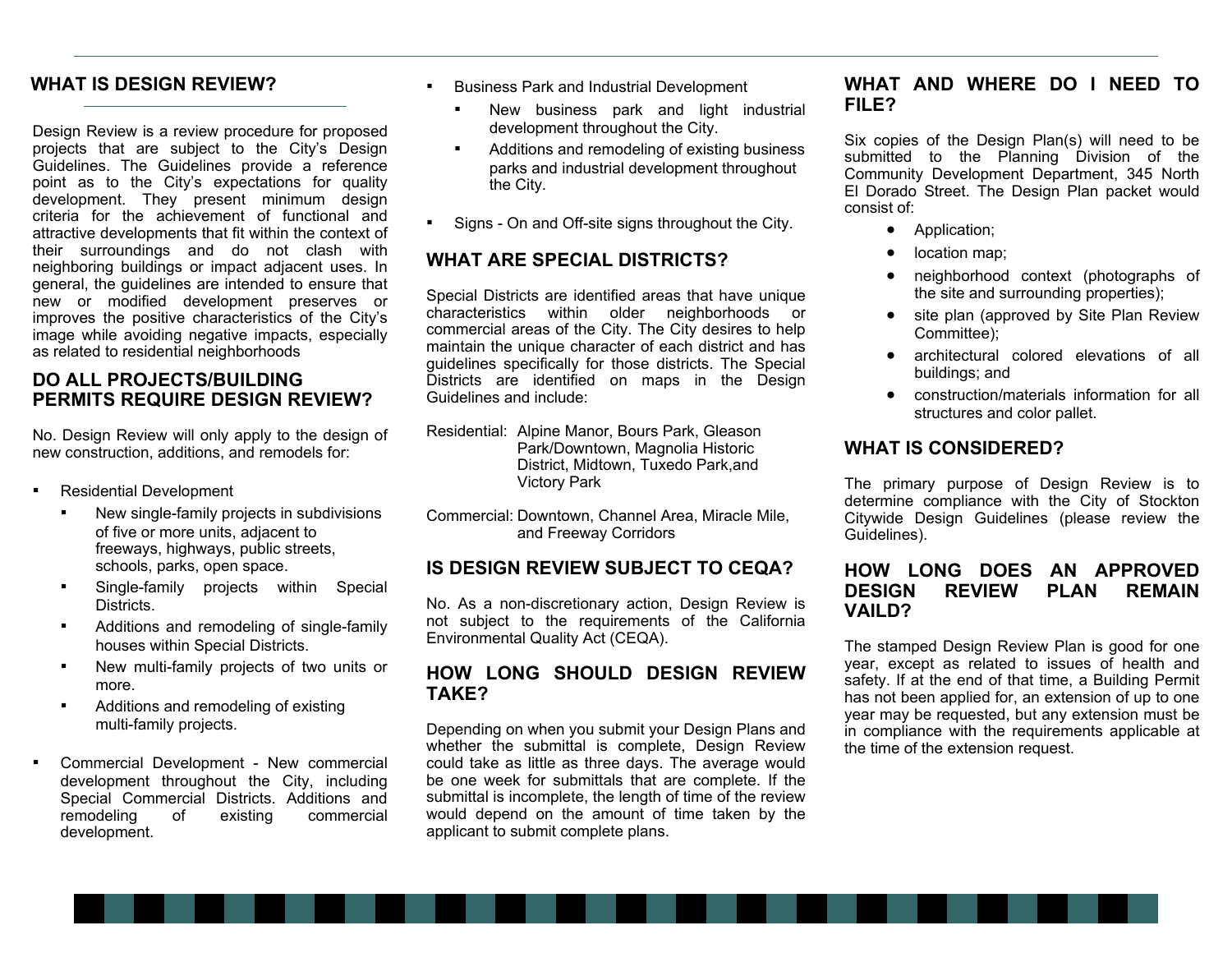## WHAT IS DESIGN REVIEW?

Design Review is a review procedure for proposed projects that are subject to the City's Design Guidelines. The Guidelines provide a reference point as to the City's expectations for quality development. They present minimum design criteria for the achievement of functional and attractive developments that fit within the context of their surroundings and do not clash with neighboring buildings or impact adjacent uses. In general, the guidelines are intended to ensure that new or modified development preserves or improves the positive characteristics of the City's image while avoiding negative impacts, especially as related to residential neighborhoods

## DO ALL PROJECTS/BUILDING PERMITS REQUIRE DESIGN REVIEW?

No. Design Review will only apply to the design of new construction, additions, and remodels for:

- Residential Development
  - New single-family projects in subdivisions of five or more units, adjacent to freeways, highways, public streets, schools, parks, open space.
  - Single-family projects within Special Districts.
  - Additions and remodeling of single-family houses within Special Districts.
  - New multi-family projects of two units or more.
  - Additions and remodeling of existing multi-family projects.
- Commercial Development - New commercial development throughout the City, including Special Commercial Districts. Additions and remodeling of existing commercial development.
- Business Park and Industrial Development
  - New business park and light industrial development throughout the City.
  - Additions and remodeling of existing business parks and industrial development throughout the City.
- Signs - On and Off-site signs throughout the City.

## WHAT ARE SPECIAL DISTRICTS?

Special Districts are identified areas that have unique characteristics within older neighborhoods or commercial areas of the City. The City desires to help maintain the unique character of each district and has guidelines specifically for those districts. The Special Districts are identified on maps in the Design Guidelines and include:

Residential: Alpine Manor, Bours Park, Gleason Park/Downtown, Magnolia Historic District, Midtown, Tuxedo Park,and Victory Park

Commercial: Downtown, Channel Area, Miracle Mile, and Freeway Corridors

## IS DESIGN REVIEW SUBJECT TO CEQA?

No. As a non-discretionary action, Design Review is not subject to the requirements of the California Environmental Quality Act (CEQA).

## HOW LONG SHOULD DESIGN REVIEW TAKE?

Depending on when you submit your Design Plans and whether the submittal is complete, Design Review could take as little as three days. The average would be one week for submittals that are complete. If the submittal is incomplete, the length of time of the review would depend on the amount of time taken by the applicant to submit complete plans.

## WHAT AND WHERE DO I NEED TO FILE?

Six copies of the Design Plan(s) will need to be submitted to the Planning Division of the Community Development Department, 345 North El Dorado Street. The Design Plan packet would consist of:

- Application;
- location map;
- neighborhood context (photographs of the site and surrounding properties);
- site plan (approved by Site Plan Review Committee);
- architectural colored elevations of all buildings; and
- construction/materials information for all structures and color pallet.

## WHAT IS CONSIDERED?

The primary purpose of Design Review is to determine compliance with the City of Stockton Citywide Design Guidelines (please review the Guidelines).

## HOW LONG DOES AN APPROVED DESIGN REVIEW PLAN REMAIN VAILD?

The stamped Design Review Plan is good for one year, except as related to issues of health and safety. If at the end of that time, a Building Permit has not been applied for, an extension of up to one year may be requested, but any extension must be in compliance with the requirements applicable at the time of the extension request.